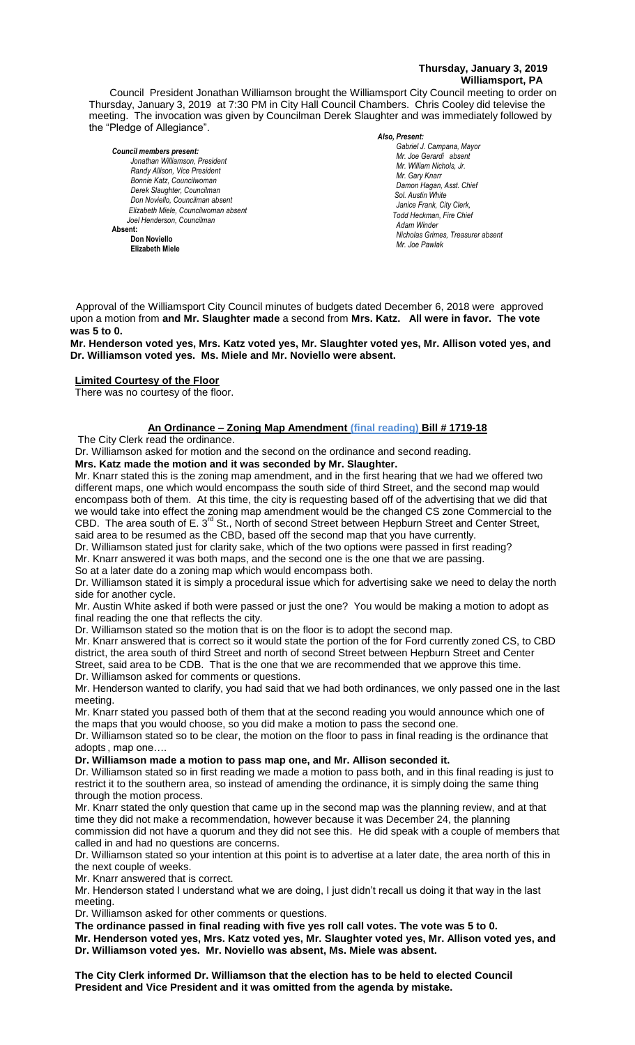**Thursday, January 3, 2019**
**Williamsport, PA**

Council President Jonathan Williamson brought the Williamsport City Council meeting to order on Thursday, January 3, 2019 at 7:30 PM in City Hall Council Chambers. Chris Cooley did televise the meeting. The invocation was given by Councilman Derek Slaughter and was immediately followed by the "Pledge of Allegiance".

*Council members present:*
*Jonathan Williamson, President*
*Randy Allison, Vice President*
*Bonnie Katz, Councilwoman*
*Derek Slaughter, Councilman*
*Don Noviello, Councilman absent*
*Elizabeth Miele, Councilwoman absent*
*Joel Henderson, Councilman*
**Absent:**
**Don Noviello**
**Elizabeth Miele**

*Also, Present:*
*Gabriel J. Campana, Mayor*
*Mr. Joe Gerardi absent*
*Mr. William Nichols, Jr.*
*Mr. Gary Knarr*
*Damon Hagan, Asst. Chief*
*Sol. Austin White*
*Janice Frank, City Clerk,*
*Todd Heckman, Fire Chief*
*Adam Winder*
*Nicholas Grimes, Treasurer absent*
*Mr. Joe Pawlak*

Approval of the Williamsport City Council minutes of budgets dated December 6, 2018 were approved upon a motion from **and Mr. Slaughter made** a second from **Mrs. Katz. All were in favor. The vote was 5 to 0.**

**Mr. Henderson voted yes, Mrs. Katz voted yes, Mr. Slaughter voted yes, Mr. Allison voted yes, and Dr. Williamson voted yes. Ms. Miele and Mr. Noviello were absent.**

**Limited Courtesy of the Floor**

There was no courtesy of the floor.

**An Ordinance – Zoning Map Amendment (final reading) Bill # 1719-18**

The City Clerk read the ordinance.

Dr. Williamson asked for motion and the second on the ordinance and second reading.

**Mrs. Katz made the motion and it was seconded by Mr. Slaughter.**

Mr. Knarr stated this is the zoning map amendment, and in the first hearing that we had we offered two different maps, one which would encompass the south side of third Street, and the second map would encompass both of them. At this time, the city is requesting based off of the advertising that we did that we would take into effect the zoning map amendment would be the changed CS zone Commercial to the CBD. The area south of E. 3rd St., North of second Street between Hepburn Street and Center Street, said area to be resumed as the CBD, based off the second map that you have currently.

Dr. Williamson stated just for clarity sake, which of the two options were passed in first reading?

Mr. Knarr answered it was both maps, and the second one is the one that we are passing.

So at a later date do a zoning map which would encompass both.

Dr. Williamson stated it is simply a procedural issue which for advertising sake we need to delay the north side for another cycle.

Mr. Austin White asked if both were passed or just the one? You would be making a motion to adopt as final reading the one that reflects the city.

Dr. Williamson stated so the motion that is on the floor is to adopt the second map.

Mr. Knarr answered that is correct so it would state the portion of the for Ford currently zoned CS, to CBD district, the area south of third Street and north of second Street between Hepburn Street and Center Street, said area to be CDB. That is the one that we are recommended that we approve this time.

Dr. Williamson asked for comments or questions.

Mr. Henderson wanted to clarify, you had said that we had both ordinances, we only passed one in the last meeting.

Mr. Knarr stated you passed both of them that at the second reading you would announce which one of the maps that you would choose, so you did make a motion to pass the second one.

Dr. Williamson stated so to be clear, the motion on the floor to pass in final reading is the ordinance that adopts , map one….

**Dr. Williamson made a motion to pass map one, and Mr. Allison seconded it.**

Dr. Williamson stated so in first reading we made a motion to pass both, and in this final reading is just to restrict it to the southern area, so instead of amending the ordinance, it is simply doing the same thing through the motion process.

Mr. Knarr stated the only question that came up in the second map was the planning review, and at that time they did not make a recommendation, however because it was December 24, the planning commission did not have a quorum and they did not see this. He did speak with a couple of members that called in and had no questions are concerns.

Dr. Williamson stated so your intention at this point is to advertise at a later date, the area north of this in the next couple of weeks.

Mr. Knarr answered that is correct.

Mr. Henderson stated I understand what we are doing, I just didn't recall us doing it that way in the last meeting.

Dr. Williamson asked for other comments or questions.

**The ordinance passed in final reading with five yes roll call votes. The vote was 5 to 0.**

**Mr. Henderson voted yes, Mrs. Katz voted yes, Mr. Slaughter voted yes, Mr. Allison voted yes, and Dr. Williamson voted yes. Mr. Noviello was absent, Ms. Miele was absent.**

**The City Clerk informed Dr. Williamson that the election has to be held to elected Council President and Vice President and it was omitted from the agenda by mistake.**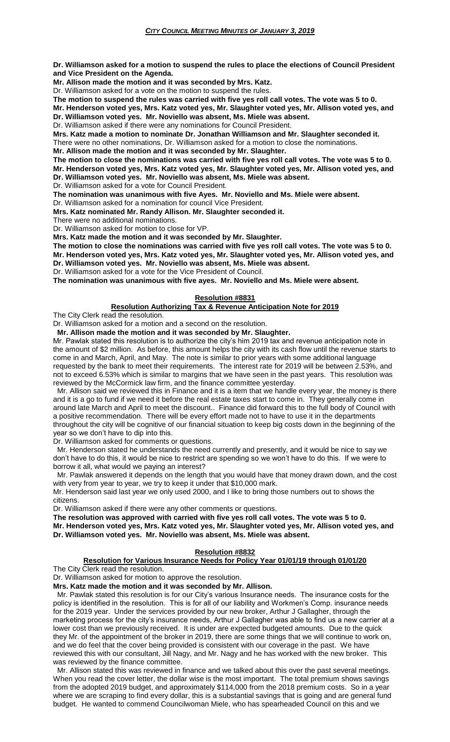**Dr. Williamson asked for a motion to suspend the rules to place the elections of Council President and Vice President on the Agenda.**

**Mr. Allison made the motion and it was seconded by Mrs. Katz.**

Dr. Williamson asked for a vote on the motion to suspend the rules.

**The motion to suspend the rules was carried with five yes roll call votes. The vote was 5 to 0. Mr. Henderson voted yes, Mrs. Katz voted yes, Mr. Slaughter voted yes, Mr. Allison voted yes, and Dr. Williamson voted yes. Mr. Noviello was absent, Ms. Miele was absent.**

Dr. Williamson asked if there were any nominations for Council President.

**Mrs. Katz made a motion to nominate Dr. Jonathan Williamson and Mr. Slaughter seconded it.**

There were no other nominations, Dr. Williamson asked for a motion to close the nominations.

**Mr. Allison made the motion and it was seconded by Mr. Slaughter.**

**The motion to close the nominations was carried with five yes roll call votes. The vote was 5 to 0. Mr. Henderson voted yes, Mrs. Katz voted yes, Mr. Slaughter voted yes, Mr. Allison voted yes, and Dr. Williamson voted yes. Mr. Noviello was absent, Ms. Miele was absent.**

Dr. Williamson asked for a vote for Council President.

**The nomination was unanimous with five Ayes. Mr. Noviello and Ms. Miele were absent.**

Dr. Williamson asked for a nomination for council Vice President.

**Mrs. Katz nominated Mr. Randy Allison. Mr. Slaughter seconded it.**

There were no additional nominations.

Dr. Williamson asked for motion to close for VP.

**Mrs. Katz made the motion and it was seconded by Mr. Slaughter.**

**The motion to close the nominations was carried with five yes roll call votes. The vote was 5 to 0. Mr. Henderson voted yes, Mrs. Katz voted yes, Mr. Slaughter voted yes, Mr. Allison voted yes, and Dr. Williamson voted yes. Mr. Noviello was absent, Ms. Miele was absent.**

Dr. Williamson asked for a vote for the Vice President of Council.

**The nomination was unanimous with five ayes. Mr. Noviello and Ms. Miele were absent.**

**Resolution #8831**

**Resolution Authorizing Tax & Revenue Anticipation Note for 2019**

The City Clerk read the resolution.

Dr. Williamson asked for a motion and a second on the resolution.

**Mr. Allison made the motion and it was seconded by Mr. Slaughter.**

Mr. Pawlak stated this resolution is to authorize the city's him 2019 tax and revenue anticipation note in the amount of $2 million. As before, this amount helps the city with its cash flow until the revenue starts to come in and March, April, and May. The note is similar to prior years with some additional language requested by the bank to meet their requirements. The interest rate for 2019 will be between 2.53%, and not to exceed 6.53% which is similar to margins that we have seen in the past years. This resolution was reviewed by the McCormick law firm, and the finance committee yesterday.

Mr. Allison said we reviewed this in Finance and it is a item that we handle every year, the money is there and it is a go to fund if we need it before the real estate taxes start to come in. They generally come in around late March and April to meet the discount.. Finance did forward this to the full body of Council with a positive recommendation. There will be every effort made not to have to use it in the departments throughout the city will be cognitive of our financial situation to keep big costs down in the beginning of the year so we don't have to dip into this.

Dr. Williamson asked for comments or questions.

Mr. Henderson stated he understands the need currently and presently, and it would be nice to say we don't have to do this, it would be nice to restrict are spending so we won't have to do this. If we were to borrow it all, what would we paying an interest?

Mr. Pawlak answered it depends on the length that you would have that money drawn down, and the cost with very from year to year, we try to keep it under that $10,000 mark.

Mr. Henderson said last year we only used 2000, and I like to bring those numbers out to shows the citizens.

Dr. Williamson asked if there were any other comments or questions.

**The resolution was approved with carried with five yes roll call votes. The vote was 5 to 0. Mr. Henderson voted yes, Mrs. Katz voted yes, Mr. Slaughter voted yes, Mr. Allison voted yes, and Dr. Williamson voted yes. Mr. Noviello was absent, Ms. Miele was absent.**

**Resolution #8832**

**Resolution for Various Insurance Needs for Policy Year 01/01/19 through 01/01/20**

The City Clerk read the resolution.

Dr. Williamson asked for motion to approve the resolution.

**Mrs. Katz made the motion and it was seconded by Mr. Allison.**

Mr. Pawlak stated this resolution is for our City's various Insurance needs. The insurance costs for the policy is identified in the resolution. This is for all of our liability and Workmen's Comp. insurance needs for the 2019 year. Under the services provided by our new broker, Arthur J Gallagher, through the marketing process for the city's insurance needs, Arthur J Gallagher was able to find us a new carrier at a lower cost than we previously received. It is under are expected budgeted amounts. Due to the quick they Mr. of the appointment of the broker in 2019, there are some things that we will continue to work on, and we do feel that the cover being provided is consistent with our coverage in the past. We have reviewed this with our consultant, Jill Nagy, and Mr. Nagy and he has worked with the new broker. This was reviewed by the finance committee.

Mr. Allison stated this was reviewed in finance and we talked about this over the past several meetings. When you read the cover letter, the dollar wise is the most important. The total premium shows savings from the adopted 2019 budget, and approximately $114,000 from the 2018 premium costs. So in a year where we are scraping to find every dollar, this is a substantial savings that is going and are general fund budget. He wanted to commend Councilwoman Miele, who has spearheaded Council on this and we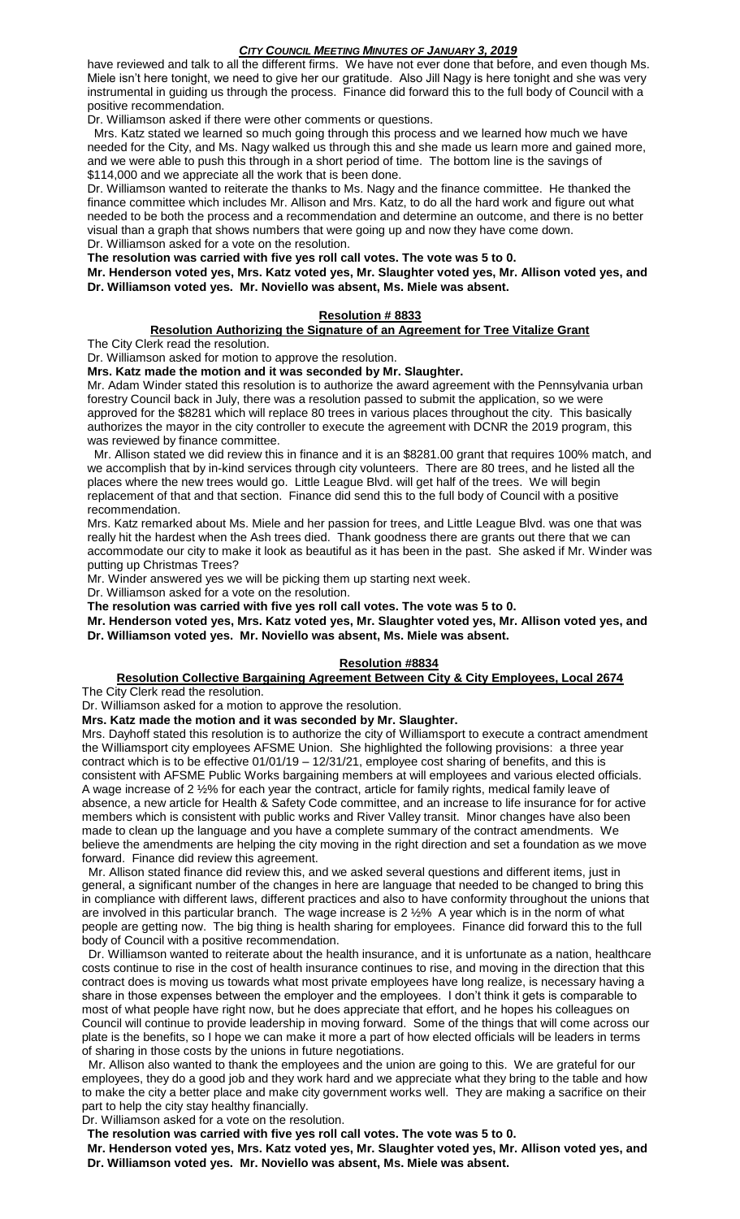have reviewed and talk to all the different firms. We have not ever done that before, and even though Ms. Miele isn't here tonight, we need to give her our gratitude. Also Jill Nagy is here tonight and she was very instrumental in guiding us through the process. Finance did forward this to the full body of Council with a positive recommendation.

Dr. Williamson asked if there were other comments or questions.

Mrs. Katz stated we learned so much going through this process and we learned how much we have needed for the City, and Ms. Nagy walked us through this and she made us learn more and gained more, and we were able to push this through in a short period of time. The bottom line is the savings of $114,000 and we appreciate all the work that is been done.

Dr. Williamson wanted to reiterate the thanks to Ms. Nagy and the finance committee. He thanked the finance committee which includes Mr. Allison and Mrs. Katz, to do all the hard work and figure out what needed to be both the process and a recommendation and determine an outcome, and there is no better visual than a graph that shows numbers that were going up and now they have come down.

Dr. Williamson asked for a vote on the resolution.

**The resolution was carried with five yes roll call votes. The vote was 5 to 0.**

**Mr. Henderson voted yes, Mrs. Katz voted yes, Mr. Slaughter voted yes, Mr. Allison voted yes, and Dr. Williamson voted yes. Mr. Noviello was absent, Ms. Miele was absent.**

## Resolution # 8833

### Resolution Authorizing the Signature of an Agreement for Tree Vitalize Grant

The City Clerk read the resolution.

Dr. Williamson asked for motion to approve the resolution.

**Mrs. Katz made the motion and it was seconded by Mr. Slaughter.**

Mr. Adam Winder stated this resolution is to authorize the award agreement with the Pennsylvania urban forestry Council back in July, there was a resolution passed to submit the application, so we were approved for the $8281 which will replace 80 trees in various places throughout the city. This basically authorizes the mayor in the city controller to execute the agreement with DCNR the 2019 program, this was reviewed by finance committee.

Mr. Allison stated we did review this in finance and it is an $8281.00 grant that requires 100% match, and we accomplish that by in-kind services through city volunteers. There are 80 trees, and he listed all the places where the new trees would go. Little League Blvd. will get half of the trees. We will begin replacement of that and that section. Finance did send this to the full body of Council with a positive recommendation.

Mrs. Katz remarked about Ms. Miele and her passion for trees, and Little League Blvd. was one that was really hit the hardest when the Ash trees died. Thank goodness there are grants out there that we can accommodate our city to make it look as beautiful as it has been in the past. She asked if Mr. Winder was putting up Christmas Trees?

Mr. Winder answered yes we will be picking them up starting next week.

Dr. Williamson asked for a vote on the resolution.

**The resolution was carried with five yes roll call votes. The vote was 5 to 0.**

**Mr. Henderson voted yes, Mrs. Katz voted yes, Mr. Slaughter voted yes, Mr. Allison voted yes, and Dr. Williamson voted yes. Mr. Noviello was absent, Ms. Miele was absent.**

## Resolution #8834

### Resolution Collective Bargaining Agreement Between City & City Employees, Local 2674

The City Clerk read the resolution.

Dr. Williamson asked for a motion to approve the resolution.

**Mrs. Katz made the motion and it was seconded by Mr. Slaughter.**

Mrs. Dayhoff stated this resolution is to authorize the city of Williamsport to execute a contract amendment the Williamsport city employees AFSME Union. She highlighted the following provisions: a three year contract which is to be effective 01/01/19 – 12/31/21, employee cost sharing of benefits, and this is consistent with AFSME Public Works bargaining members at will employees and various elected officials. A wage increase of 2 ½% for each year the contract, article for family rights, medical family leave of absence, a new article for Health & Safety Code committee, and an increase to life insurance for for active members which is consistent with public works and River Valley transit. Minor changes have also been made to clean up the language and you have a complete summary of the contract amendments. We believe the amendments are helping the city moving in the right direction and set a foundation as we move forward. Finance did review this agreement.

Mr. Allison stated finance did review this, and we asked several questions and different items, just in general, a significant number of the changes in here are language that needed to be changed to bring this in compliance with different laws, different practices and also to have conformity throughout the unions that are involved in this particular branch. The wage increase is 2 ½% A year which is in the norm of what people are getting now. The big thing is health sharing for employees. Finance did forward this to the full body of Council with a positive recommendation.

Dr. Williamson wanted to reiterate about the health insurance, and it is unfortunate as a nation, healthcare costs continue to rise in the cost of health insurance continues to rise, and moving in the direction that this contract does is moving us towards what most private employees have long realize, is necessary having a share in those expenses between the employer and the employees. I don't think it gets is comparable to most of what people have right now, but he does appreciate that effort, and he hopes his colleagues on Council will continue to provide leadership in moving forward. Some of the things that will come across our plate is the benefits, so I hope we can make it more a part of how elected officials will be leaders in terms of sharing in those costs by the unions in future negotiations.

Mr. Allison also wanted to thank the employees and the union are going to this. We are grateful for our employees, they do a good job and they work hard and we appreciate what they bring to the table and how to make the city a better place and make city government works well. They are making a sacrifice on their part to help the city stay healthy financially.

Dr. Williamson asked for a vote on the resolution.

**The resolution was carried with five yes roll call votes. The vote was 5 to 0.**

**Mr. Henderson voted yes, Mrs. Katz voted yes, Mr. Slaughter voted yes, Mr. Allison voted yes, and Dr. Williamson voted yes. Mr. Noviello was absent, Ms. Miele was absent.**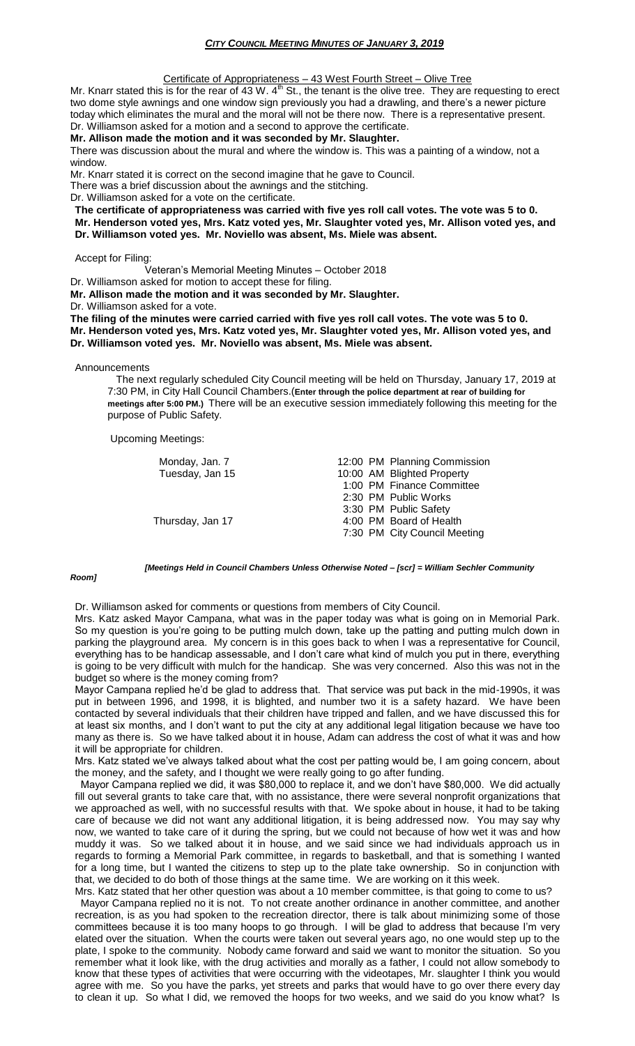Certificate of Appropriateness – 43 West Fourth Street – Olive Tree

Mr. Knarr stated this is for the rear of 43 W. 4th St., the tenant is the olive tree. They are requesting to erect two dome style awnings and one window sign previously you had a drawing, and there's a newer picture today which eliminates the mural and the moral will not be there now. There is a representative present.

Dr. Williamson asked for a motion and a second to approve the certificate.

**Mr. Allison made the motion and it was seconded by Mr. Slaughter.**

There was discussion about the mural and where the window is. This was a painting of a window, not a window.

Mr. Knarr stated it is correct on the second imagine that he gave to Council.

There was a brief discussion about the awnings and the stitching.

Dr. Williamson asked for a vote on the certificate.

**The certificate of appropriateness was carried with five yes roll call votes. The vote was 5 to 0. Mr. Henderson voted yes, Mrs. Katz voted yes, Mr. Slaughter voted yes, Mr. Allison voted yes, and Dr. Williamson voted yes. Mr. Noviello was absent, Ms. Miele was absent.**

Accept for Filing:

Veteran's Memorial Meeting Minutes – October 2018

Dr. Williamson asked for motion to accept these for filing.

**Mr. Allison made the motion and it was seconded by Mr. Slaughter.**

Dr. Williamson asked for a vote.

**The filing of the minutes were carried carried with five yes roll call votes. The vote was 5 to 0. Mr. Henderson voted yes, Mrs. Katz voted yes, Mr. Slaughter voted yes, Mr. Allison voted yes, and Dr. Williamson voted yes. Mr. Noviello was absent, Ms. Miele was absent.**

Announcements

The next regularly scheduled City Council meeting will be held on Thursday, January 17, 2019 at 7:30 PM, in City Hall Council Chambers.(**Enter through the police department at rear of building for meetings after 5:00 PM.**) There will be an executive session immediately following this meeting for the purpose of Public Safety.

Upcoming Meetings:

| | |
|---|---|
| Monday, Jan. 7 | 12:00 PM Planning Commission |
| Tuesday, Jan 15 | 10:00 AM Blighted Property |
| | 1:00 PM Finance Committee |
| | 2:30 PM Public Works |
| | 3:30 PM Public Safety |
| Thursday, Jan 17 | 4:00 PM Board of Health |
| | 7:30 PM City Council Meeting |

***[Meetings Held in Council Chambers Unless Otherwise Noted – [scr] = William Sechler Community Room]***

Dr. Williamson asked for comments or questions from members of City Council.

Mrs. Katz asked Mayor Campana, what was in the paper today was what is going on in Memorial Park. So my question is you're going to be putting mulch down, take up the patting and putting mulch down in parking the playground area. My concern is in this goes back to when I was a representative for Council, everything has to be handicap assessable, and I don't care what kind of mulch you put in there, everything is going to be very difficult with mulch for the handicap. She was very concerned. Also this was not in the budget so where is the money coming from?

Mayor Campana replied he'd be glad to address that. That service was put back in the mid-1990s, it was put in between 1996, and 1998, it is blighted, and number two it is a safety hazard. We have been contacted by several individuals that their children have tripped and fallen, and we have discussed this for at least six months, and I don't want to put the city at any additional legal litigation because we have too many as there is. So we have talked about it in house, Adam can address the cost of what it was and how it will be appropriate for children.

Mrs. Katz stated we've always talked about what the cost per patting would be, I am going concern, about the money, and the safety, and I thought we were really going to go after funding.

Mayor Campana replied we did, it was $80,000 to replace it, and we don't have $80,000. We did actually fill out several grants to take care that, with no assistance, there were several nonprofit organizations that we approached as well, with no successful results with that. We spoke about in house, it had to be taking care of because we did not want any additional litigation, it is being addressed now. You may say why now, we wanted to take care of it during the spring, but we could not because of how wet it was and how muddy it was. So we talked about it in house, and we said since we had individuals approach us in regards to forming a Memorial Park committee, in regards to basketball, and that is something I wanted for a long time, but I wanted the citizens to step up to the plate take ownership. So in conjunction with that, we decided to do both of those things at the same time. We are working on it this week.

Mrs. Katz stated that her other question was about a 10 member committee, is that going to come to us?

Mayor Campana replied no it is not. To not create another ordinance in another committee, and another recreation, is as you had spoken to the recreation director, there is talk about minimizing some of those committees because it is too many hoops to go through. I will be glad to address that because I'm very elated over the situation. When the courts were taken out several years ago, no one would step up to the plate, I spoke to the community. Nobody came forward and said we want to monitor the situation. So you remember what it look like, with the drug activities and morally as a father, I could not allow somebody to know that these types of activities that were occurring with the videotapes, Mr. slaughter I think you would agree with me. So you have the parks, yet streets and parks that would have to go over there every day to clean it up. So what I did, we removed the hoops for two weeks, and we said do you know what? Is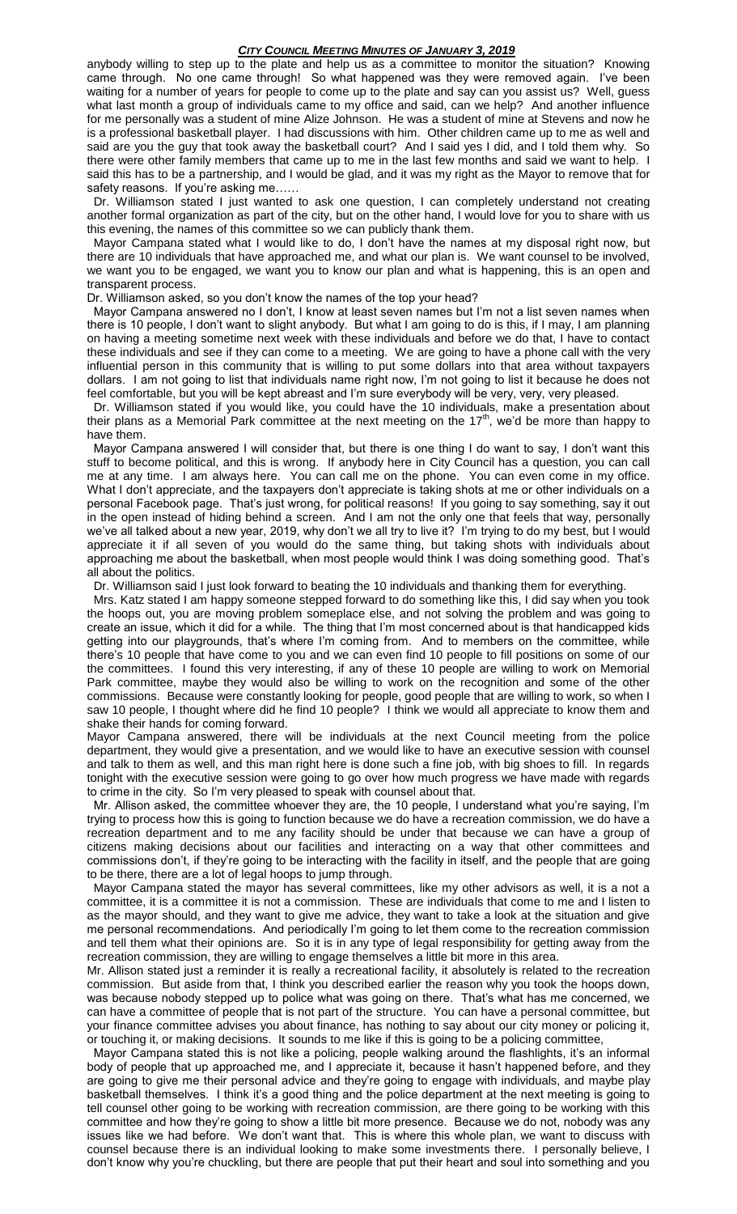anybody willing to step up to the plate and help us as a committee to monitor the situation? Knowing came through. No one came through! So what happened was they were removed again. I've been waiting for a number of years for people to come up to the plate and say can you assist us? Well, guess what last month a group of individuals came to my office and said, can we help? And another influence for me personally was a student of mine Alize Johnson. He was a student of mine at Stevens and now he is a professional basketball player. I had discussions with him. Other children came up to me as well and said are you the guy that took away the basketball court? And I said yes I did, and I told them why. So there were other family members that came up to me in the last few months and said we want to help. I said this has to be a partnership, and I would be glad, and it was my right as the Mayor to remove that for safety reasons. If you're asking me……

Dr. Williamson stated I just wanted to ask one question, I can completely understand not creating another formal organization as part of the city, but on the other hand, I would love for you to share with us this evening, the names of this committee so we can publicly thank them.

Mayor Campana stated what I would like to do, I don't have the names at my disposal right now, but there are 10 individuals that have approached me, and what our plan is. We want counsel to be involved, we want you to be engaged, we want you to know our plan and what is happening, this is an open and transparent process.

Dr. Williamson asked, so you don't know the names of the top your head?

Mayor Campana answered no I don't, I know at least seven names but I'm not a list seven names when there is 10 people, I don't want to slight anybody. But what I am going to do is this, if I may, I am planning on having a meeting sometime next week with these individuals and before we do that, I have to contact these individuals and see if they can come to a meeting. We are going to have a phone call with the very influential person in this community that is willing to put some dollars into that area without taxpayers dollars. I am not going to list that individuals name right now, I'm not going to list it because he does not feel comfortable, but you will be kept abreast and I'm sure everybody will be very, very, very pleased.

Dr. Williamson stated if you would like, you could have the 10 individuals, make a presentation about their plans as a Memorial Park committee at the next meeting on the 17th, we'd be more than happy to have them.

Mayor Campana answered I will consider that, but there is one thing I do want to say, I don't want this stuff to become political, and this is wrong. If anybody here in City Council has a question, you can call me at any time. I am always here. You can call me on the phone. You can even come in my office. What I don't appreciate, and the taxpayers don't appreciate is taking shots at me or other individuals on a personal Facebook page. That's just wrong, for political reasons! If you going to say something, say it out in the open instead of hiding behind a screen. And I am not the only one that feels that way, personally we've all talked about a new year, 2019, why don't we all try to live it? I'm trying to do my best, but I would appreciate it if all seven of you would do the same thing, but taking shots with individuals about approaching me about the basketball, when most people would think I was doing something good. That's all about the politics.

Dr. Williamson said I just look forward to beating the 10 individuals and thanking them for everything.

Mrs. Katz stated I am happy someone stepped forward to do something like this, I did say when you took the hoops out, you are moving problem someplace else, and not solving the problem and was going to create an issue, which it did for a while. The thing that I'm most concerned about is that handicapped kids getting into our playgrounds, that's where I'm coming from. And to members on the committee, while there's 10 people that have come to you and we can even find 10 people to fill positions on some of our the committees. I found this very interesting, if any of these 10 people are willing to work on Memorial Park committee, maybe they would also be willing to work on the recognition and some of the other commissions. Because were constantly looking for people, good people that are willing to work, so when I saw 10 people, I thought where did he find 10 people? I think we would all appreciate to know them and shake their hands for coming forward.

Mayor Campana answered, there will be individuals at the next Council meeting from the police department, they would give a presentation, and we would like to have an executive session with counsel and talk to them as well, and this man right here is done such a fine job, with big shoes to fill. In regards tonight with the executive session were going to go over how much progress we have made with regards to crime in the city. So I'm very pleased to speak with counsel about that.

Mr. Allison asked, the committee whoever they are, the 10 people, I understand what you're saying, I'm trying to process how this is going to function because we do have a recreation commission, we do have a recreation department and to me any facility should be under that because we can have a group of citizens making decisions about our facilities and interacting on a way that other committees and commissions don't, if they're going to be interacting with the facility in itself, and the people that are going to be there, there are a lot of legal hoops to jump through.

Mayor Campana stated the mayor has several committees, like my other advisors as well, it is a not a committee, it is a committee it is not a commission. These are individuals that come to me and I listen to as the mayor should, and they want to give me advice, they want to take a look at the situation and give me personal recommendations. And periodically I'm going to let them come to the recreation commission and tell them what their opinions are. So it is in any type of legal responsibility for getting away from the recreation commission, they are willing to engage themselves a little bit more in this area.

Mr. Allison stated just a reminder it is really a recreational facility, it absolutely is related to the recreation commission. But aside from that, I think you described earlier the reason why you took the hoops down, was because nobody stepped up to police what was going on there. That's what has me concerned, we can have a committee of people that is not part of the structure. You can have a personal committee, but your finance committee advises you about finance, has nothing to say about our city money or policing it, or touching it, or making decisions. It sounds to me like if this is going to be a policing committee,

Mayor Campana stated this is not like a policing, people walking around the flashlights, it's an informal body of people that up approached me, and I appreciate it, because it hasn't happened before, and they are going to give me their personal advice and they're going to engage with individuals, and maybe play basketball themselves. I think it's a good thing and the police department at the next meeting is going to tell counsel other going to be working with recreation commission, are there going to be working with this committee and how they're going to show a little bit more presence. Because we do not, nobody was any issues like we had before. We don't want that. This is where this whole plan, we want to discuss with counsel because there is an individual looking to make some investments there. I personally believe, I don't know why you're chuckling, but there are people that put their heart and soul into something and you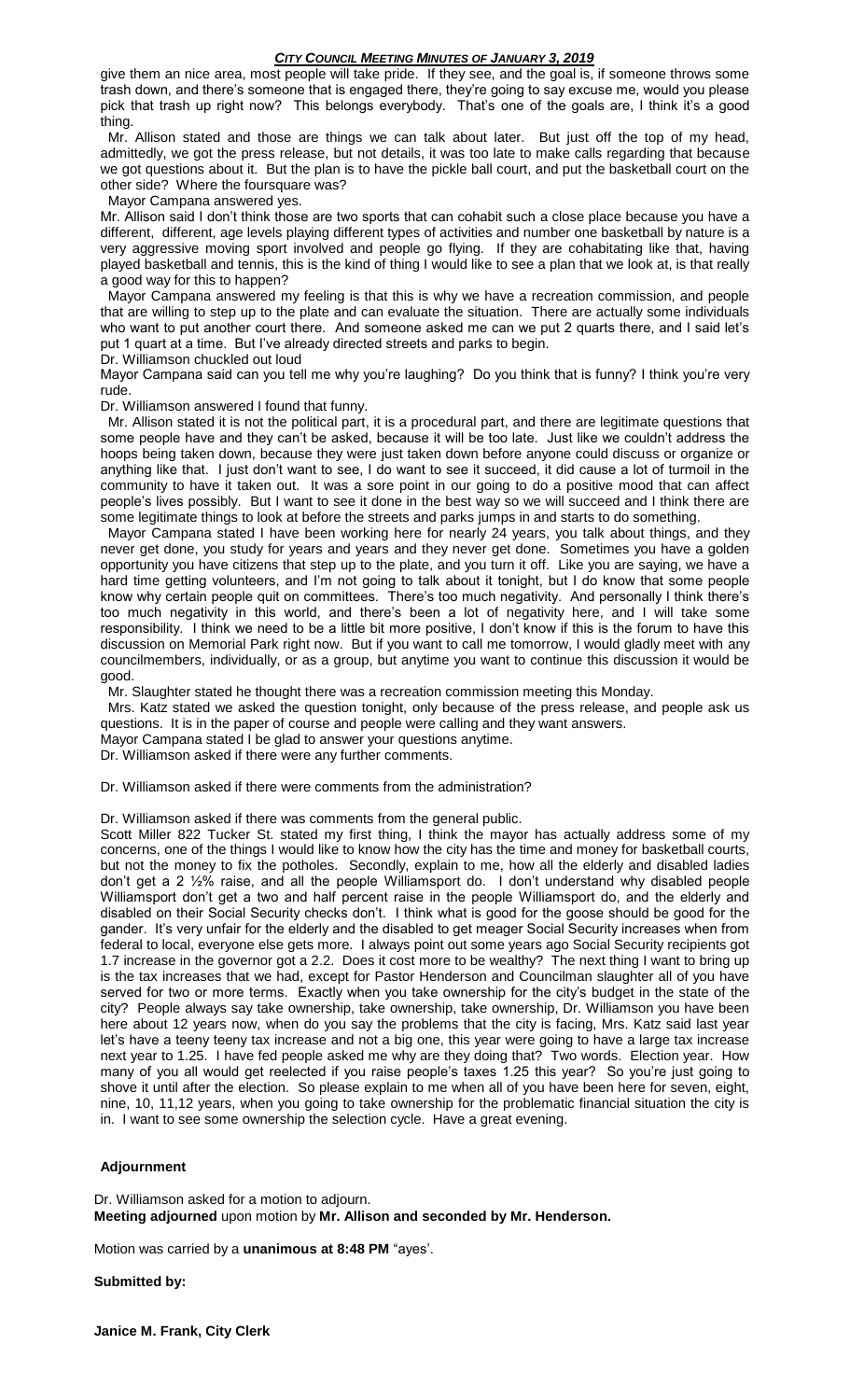give them an nice area, most people will take pride. If they see, and the goal is, if someone throws some trash down, and there's someone that is engaged there, they're going to say excuse me, would you please pick that trash up right now? This belongs everybody. That's one of the goals are, I think it's a good thing.

Mr. Allison stated and those are things we can talk about later. But just off the top of my head, admittedly, we got the press release, but not details, it was too late to make calls regarding that because we got questions about it. But the plan is to have the pickle ball court, and put the basketball court on the other side? Where the foursquare was?

Mayor Campana answered yes.

Mr. Allison said I don't think those are two sports that can cohabit such a close place because you have a different, different, age levels playing different types of activities and number one basketball by nature is a very aggressive moving sport involved and people go flying. If they are cohabitating like that, having played basketball and tennis, this is the kind of thing I would like to see a plan that we look at, is that really a good way for this to happen?

Mayor Campana answered my feeling is that this is why we have a recreation commission, and people that are willing to step up to the plate and can evaluate the situation. There are actually some individuals who want to put another court there. And someone asked me can we put 2 quarts there, and I said let's put 1 quart at a time. But I've already directed streets and parks to begin.

Dr. Williamson chuckled out loud

Mayor Campana said can you tell me why you're laughing? Do you think that is funny? I think you're very rude.

Dr. Williamson answered I found that funny.

Mr. Allison stated it is not the political part, it is a procedural part, and there are legitimate questions that some people have and they can't be asked, because it will be too late. Just like we couldn't address the hoops being taken down, because they were just taken down before anyone could discuss or organize or anything like that. I just don't want to see, I do want to see it succeed, it did cause a lot of turmoil in the community to have it taken out. It was a sore point in our going to do a positive mood that can affect people's lives possibly. But I want to see it done in the best way so we will succeed and I think there are some legitimate things to look at before the streets and parks jumps in and starts to do something.

Mayor Campana stated I have been working here for nearly 24 years, you talk about things, and they never get done, you study for years and years and they never get done. Sometimes you have a golden opportunity you have citizens that step up to the plate, and you turn it off. Like you are saying, we have a hard time getting volunteers, and I'm not going to talk about it tonight, but I do know that some people know why certain people quit on committees. There's too much negativity. And personally I think there's too much negativity in this world, and there's been a lot of negativity here, and I will take some responsibility. I think we need to be a little bit more positive, I don't know if this is the forum to have this discussion on Memorial Park right now. But if you want to call me tomorrow, I would gladly meet with any councilmembers, individually, or as a group, but anytime you want to continue this discussion it would be good.

Mr. Slaughter stated he thought there was a recreation commission meeting this Monday.

Mrs. Katz stated we asked the question tonight, only because of the press release, and people ask us questions. It is in the paper of course and people were calling and they want answers.

Mayor Campana stated I be glad to answer your questions anytime.

Dr. Williamson asked if there were any further comments.

Dr. Williamson asked if there were comments from the administration?

Dr. Williamson asked if there was comments from the general public.

Scott Miller 822 Tucker St. stated my first thing, I think the mayor has actually address some of my concerns, one of the things I would like to know how the city has the time and money for basketball courts, but not the money to fix the potholes. Secondly, explain to me, how all the elderly and disabled ladies don't get a 2 ½% raise, and all the people Williamsport do. I don't understand why disabled people Williamsport don't get a two and half percent raise in the people Williamsport do, and the elderly and disabled on their Social Security checks don't. I think what is good for the goose should be good for the gander. It's very unfair for the elderly and the disabled to get meager Social Security increases when from federal to local, everyone else gets more. I always point out some years ago Social Security recipients got 1.7 increase in the governor got a 2.2. Does it cost more to be wealthy? The next thing I want to bring up is the tax increases that we had, except for Pastor Henderson and Councilman slaughter all of you have served for two or more terms. Exactly when you take ownership for the city's budget in the state of the city? People always say take ownership, take ownership, take ownership, Dr. Williamson you have been here about 12 years now, when do you say the problems that the city is facing, Mrs. Katz said last year let's have a teeny teeny tax increase and not a big one, this year were going to have a large tax increase next year to 1.25. I have fed people asked me why are they doing that? Two words. Election year. How many of you all would get reelected if you raise people's taxes 1.25 this year? So you're just going to shove it until after the election. So please explain to me when all of you have been here for seven, eight, nine, 10, 11,12 years, when you going to take ownership for the problematic financial situation the city is in. I want to see some ownership the selection cycle. Have a great evening.

**Adjournment**

Dr. Williamson asked for a motion to adjourn.
**Meeting adjourned** upon motion by **Mr. Allison and seconded by Mr. Henderson.**

Motion was carried by a **unanimous at 8:48 PM** "ayes'.

**Submitted by:**

**Janice M. Frank, City Clerk**